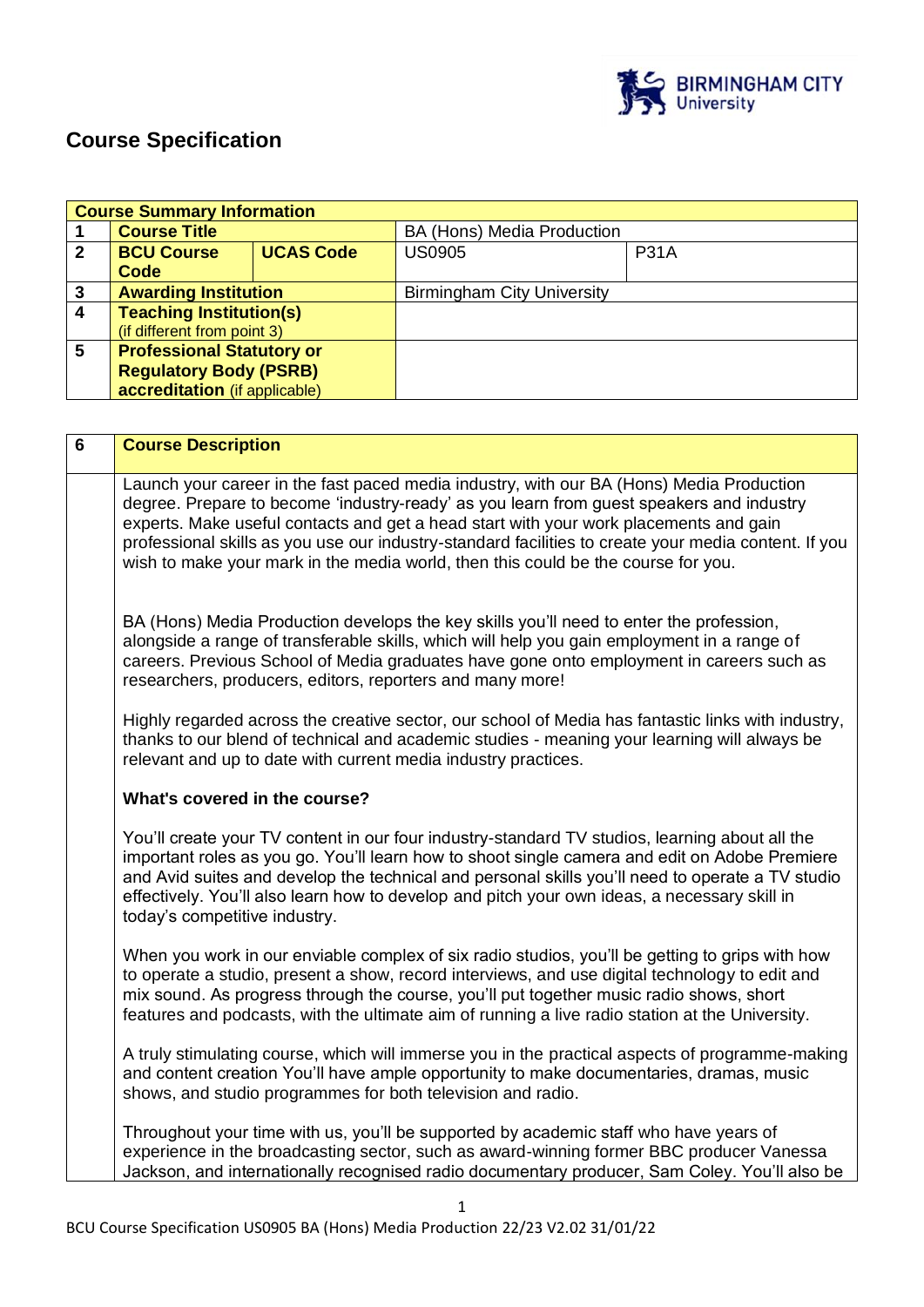## Course Specification

| Course Summary Information | | | | |
|---|---|---|---|---|
| 1 | **Course Title** | | BA (Hons) Media Production | |
| 2 | **BCU Course Code** | **UCAS Code** | US0905 | P31A |
| 3 | **Awarding Institution** | | Birmingham City University | |
| 4 | **Teaching Institution(s)** (if different from point 3) | | | |
| 5 | **Professional Statutory or Regulatory Body (PSRB) accreditation** (if applicable) | | | |

| 6 | **Course Description** |
|---|---|
| | Launch your career in the fast paced media industry, with our BA (Hons) Media Production degree. Prepare to become 'industry-ready' as you learn from guest speakers and industry experts. Make useful contacts and get a head start with your work placements and gain professional skills as you use our industry-standard facilities to create your media content. If you wish to make your mark in the media world, then this could be the course for you. <br><br> BA (Hons) Media Production develops the key skills you'll need to enter the profession, alongside a range of transferable skills, which will help you gain employment in a range of careers. Previous School of Media graduates have gone onto employment in careers such as researchers, producers, editors, reporters and many more! <br><br> Highly regarded across the creative sector, our school of Media has fantastic links with industry, thanks to our blend of technical and academic studies - meaning your learning will always be relevant and up to date with current media industry practices. <br><br> **What's covered in the course?** <br><br> You'll create your TV content in our four industry-standard TV studios, learning about all the important roles as you go. You'll learn how to shoot single camera and edit on Adobe Premiere and Avid suites and develop the technical and personal skills you'll need to operate a TV studio effectively. You'll also learn how to develop and pitch your own ideas, a necessary skill in today's competitive industry. <br><br> When you work in our enviable complex of six radio studios, you'll be getting to grips with how to operate a studio, present a show, record interviews, and use digital technology to edit and mix sound. As progress through the course, you'll put together music radio shows, short features and podcasts, with the ultimate aim of running a live radio station at the University. <br><br> A truly stimulating course, which will immerse you in the practical aspects of programme-making and content creation You'll have ample opportunity to make documentaries, dramas, music shows, and studio programmes for both television and radio. <br><br> Throughout your time with us, you'll be supported by academic staff who have years of experience in the broadcasting sector, such as award-winning former BBC producer Vanessa Jackson, and internationally recognised radio documentary producer, Sam Coley. You'll also be |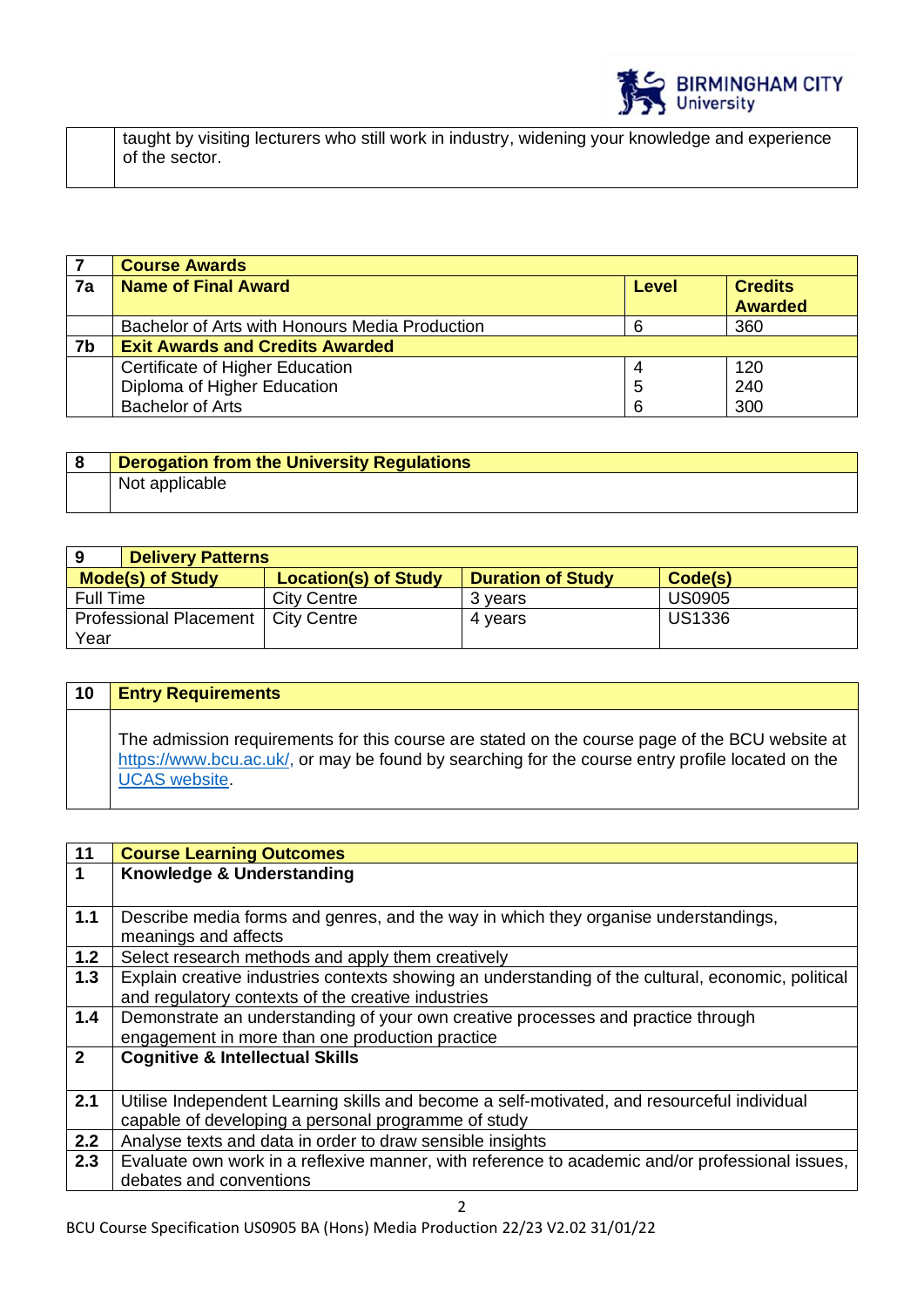| | |
|---|---|
| | taught by visiting lecturers who still work in industry, widening your knowledge and experience of the sector. |

| 7 | Course Awards | | |
|---|---|---|---|
| 7a | **Name of Final Award** | **Level** | **Credits Awarded** |
| | Bachelor of Arts with Honours Media Production | 6 | 360 |
| 7b | **Exit Awards and Credits Awarded** | | |
| | Certificate of Higher Education<br>Diploma of Higher Education<br>Bachelor of Arts | 4<br>5<br>6 | 120<br>240<br>300 |

| 8 | Derogation from the University Regulations |
|---|---|
| | Not applicable |

| 9 Delivery Patterns | | | |
|---|---|---|---|
| **Mode(s) of Study** | **Location(s) of Study** | **Duration of Study** | **Code(s)** |
| Full Time | City Centre | 3 years | US0905 |
| Professional Placement Year | City Centre | 4 years | US1336 |

| 10 | Entry Requirements |
|---|---|
| | The admission requirements for this course are stated on the course page of the BCU website at https://www.bcu.ac.uk/, or may be found by searching for the course entry profile located on the UCAS website. |

| 11 | Course Learning Outcomes |
|---|---|
| **1** | **Knowledge & Understanding** |
| 1.1 | Describe media forms and genres, and the way in which they organise understandings, meanings and affects |
| 1.2 | Select research methods and apply them creatively |
| 1.3 | Explain creative industries contexts showing an understanding of the cultural, economic, political and regulatory contexts of the creative industries |
| 1.4 | Demonstrate an understanding of your own creative processes and practice through engagement in more than one production practice |
| **2** | **Cognitive & Intellectual Skills** |
| 2.1 | Utilise Independent Learning skills and become a self-motivated, and resourceful individual capable of developing a personal programme of study |
| 2.2 | Analyse texts and data in order to draw sensible insights |
| 2.3 | Evaluate own work in a reflexive manner, with reference to academic and/or professional issues, debates and conventions |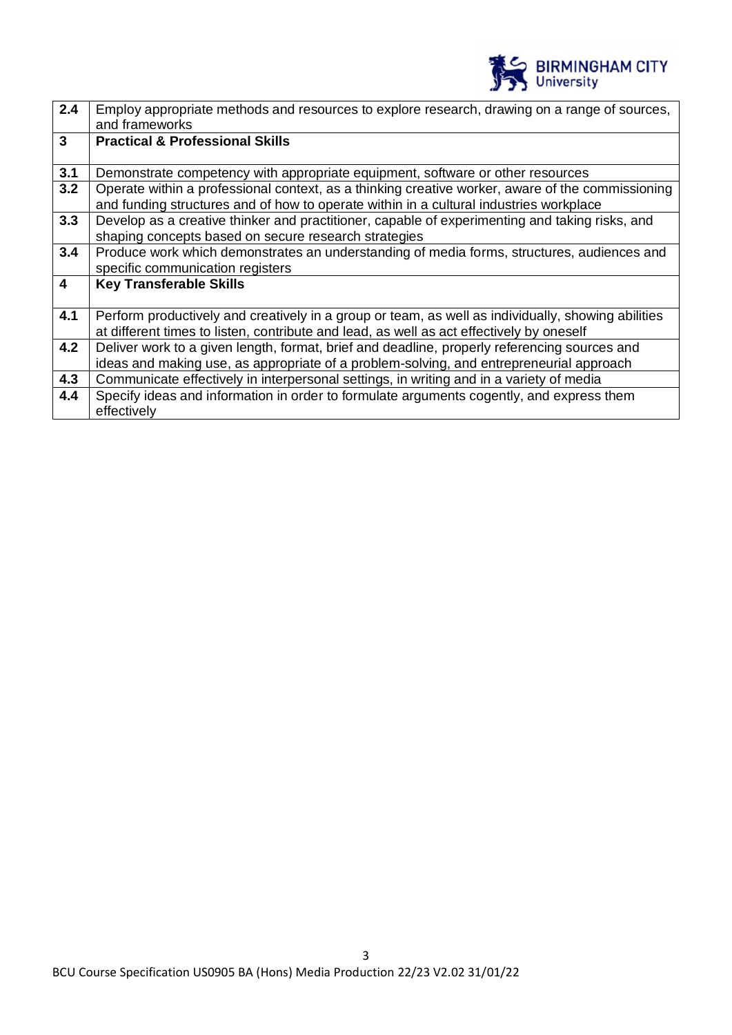| | |
|---|---|
| **2.4** | Employ appropriate methods and resources to explore research, drawing on a range of sources, and frameworks |
| **3** | **Practical & Professional Skills** |
| **3.1** | Demonstrate competency with appropriate equipment, software or other resources |
| **3.2** | Operate within a professional context, as a thinking creative worker, aware of the commissioning and funding structures and of how to operate within in a cultural industries workplace |
| **3.3** | Develop as a creative thinker and practitioner, capable of experimenting and taking risks, and shaping concepts based on secure research strategies |
| **3.4** | Produce work which demonstrates an understanding of media forms, structures, audiences and specific communication registers |
| **4** | **Key Transferable Skills** |
| **4.1** | Perform productively and creatively in a group or team, as well as individually, showing abilities at different times to listen, contribute and lead, as well as act effectively by oneself |
| **4.2** | Deliver work to a given length, format, brief and deadline, properly referencing sources and ideas and making use, as appropriate of a problem-solving, and entrepreneurial approach |
| **4.3** | Communicate effectively in interpersonal settings, in writing and in a variety of media |
| **4.4** | Specify ideas and information in order to formulate arguments cogently, and express them effectively |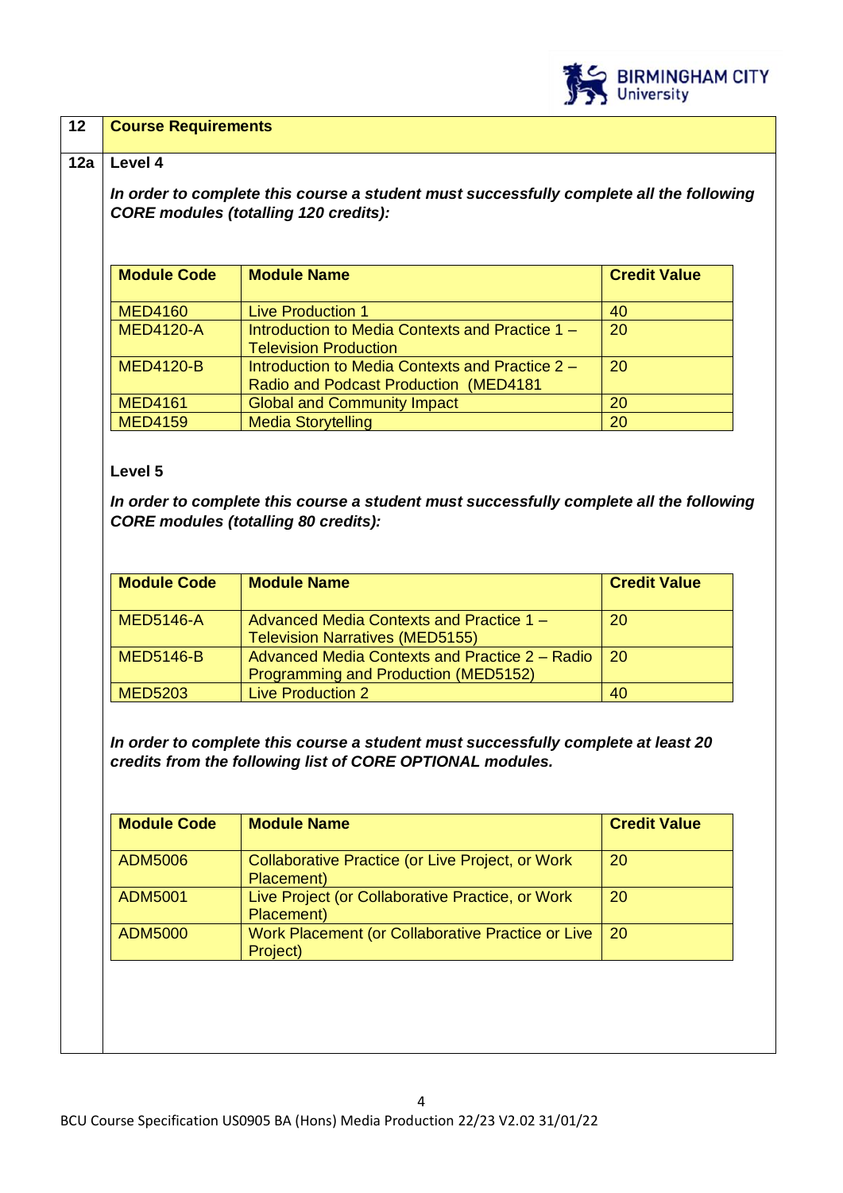## 12 Course Requirements

### 12a Level 4

***In order to complete this course a student must successfully complete all the following CORE modules (totalling 120 credits):***

| Module Code | Module Name | Credit Value |
|---|---|---|
| MED4160 | Live Production 1 | 40 |
| MED4120-A | Introduction to Media Contexts and Practice 1 – Television Production | 20 |
| MED4120-B | Introduction to Media Contexts and Practice 2 – Radio and Podcast Production (MED4181 | 20 |
| MED4161 | Global and Community Impact | 20 |
| MED4159 | Media Storytelling | 20 |

### Level 5

***In order to complete this course a student must successfully complete all the following CORE modules (totalling 80 credits):***

| Module Code | Module Name | Credit Value |
|---|---|---|
| MED5146-A | Advanced Media Contexts and Practice 1 – Television Narratives (MED5155) | 20 |
| MED5146-B | Advanced Media Contexts and Practice 2 – Radio Programming and Production (MED5152) | 20 |
| MED5203 | Live Production 2 | 40 |

***In order to complete this course a student must successfully complete at least 20 credits from the following list of CORE OPTIONAL modules.***

| Module Code | Module Name | Credit Value |
|---|---|---|
| ADM5006 | Collaborative Practice (or Live Project, or Work Placement) | 20 |
| ADM5001 | Live Project (or Collaborative Practice, or Work Placement) | 20 |
| ADM5000 | Work Placement (or Collaborative Practice or Live Project) | 20 |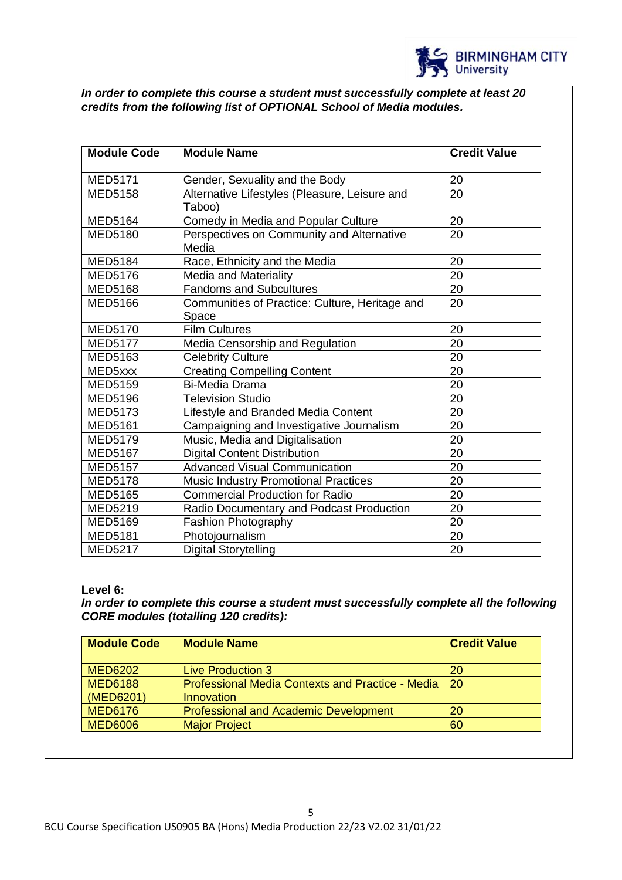***In order to complete this course a student must successfully complete at least 20 credits from the following list of OPTIONAL School of Media modules.***

| Module Code | Module Name | Credit Value |
|---|---|---|
| MED5171 | Gender, Sexuality and the Body | 20 |
| MED5158 | Alternative Lifestyles (Pleasure, Leisure and Taboo) | 20 |
| MED5164 | Comedy in Media and Popular Culture | 20 |
| MED5180 | Perspectives on Community and Alternative Media | 20 |
| MED5184 | Race, Ethnicity and the Media | 20 |
| MED5176 | Media and Materiality | 20 |
| MED5168 | Fandoms and Subcultures | 20 |
| MED5166 | Communities of Practice: Culture, Heritage and Space | 20 |
| MED5170 | Film Cultures | 20 |
| MED5177 | Media Censorship and Regulation | 20 |
| MED5163 | Celebrity Culture | 20 |
| MED5xxx | Creating Compelling Content | 20 |
| MED5159 | Bi-Media Drama | 20 |
| MED5196 | Television Studio | 20 |
| MED5173 | Lifestyle and Branded Media Content | 20 |
| MED5161 | Campaigning and Investigative Journalism | 20 |
| MED5179 | Music, Media and Digitalisation | 20 |
| MED5167 | Digital Content Distribution | 20 |
| MED5157 | Advanced Visual Communication | 20 |
| MED5178 | Music Industry Promotional Practices | 20 |
| MED5165 | Commercial Production for Radio | 20 |
| MED5219 | Radio Documentary and Podcast Production | 20 |
| MED5169 | Fashion Photography | 20 |
| MED5181 | Photojournalism | 20 |
| MED5217 | Digital Storytelling | 20 |

**Level 6:**

***In order to complete this course a student must successfully complete all the following CORE modules (totalling 120 credits):***

| Module Code | Module Name | Credit Value |
|---|---|---|
| MED6202 | Live Production 3 | 20 |
| MED6188 (MED6201) | Professional Media Contexts and Practice - Media Innovation | 20 |
| MED6176 | Professional and Academic Development | 20 |
| MED6006 | Major Project | 60 |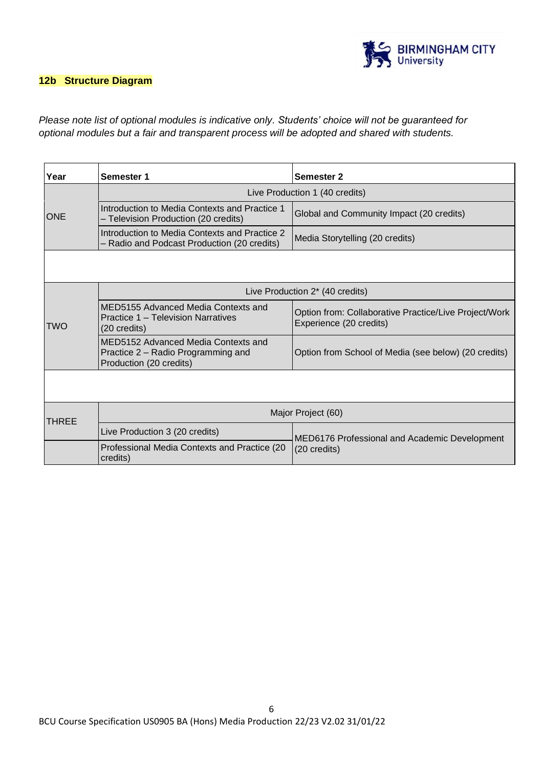## 12b Structure Diagram

*Please note list of optional modules is indicative only. Students' choice will not be guaranteed for optional modules but a fair and transparent process will be adopted and shared with students.*

| Year | Semester 1 | Semester 2 |
|---|---|---|
| ONE | Live Production 1 (40 credits) | |
| | Introduction to Media Contexts and Practice 1 – Television Production (20 credits) | Global and Community Impact (20 credits) |
| | Introduction to Media Contexts and Practice 2 – Radio and Podcast Production (20 credits) | Media Storytelling (20 credits) |
| | | |
| TWO | Live Production 2* (40 credits) | |
| | MED5155 Advanced Media Contexts and Practice 1 – Television Narratives (20 credits) | Option from: Collaborative Practice/Live Project/Work Experience (20 credits) |
| | MED5152 Advanced Media Contexts and Practice 2 – Radio Programming and Production (20 credits) | Option from School of Media (see below) (20 credits) |
| | | |
| THREE | Major Project (60) | |
| | Live Production 3 (20 credits) | MED6176 Professional and Academic Development (20 credits) |
| | Professional Media Contexts and Practice (20 credits) | |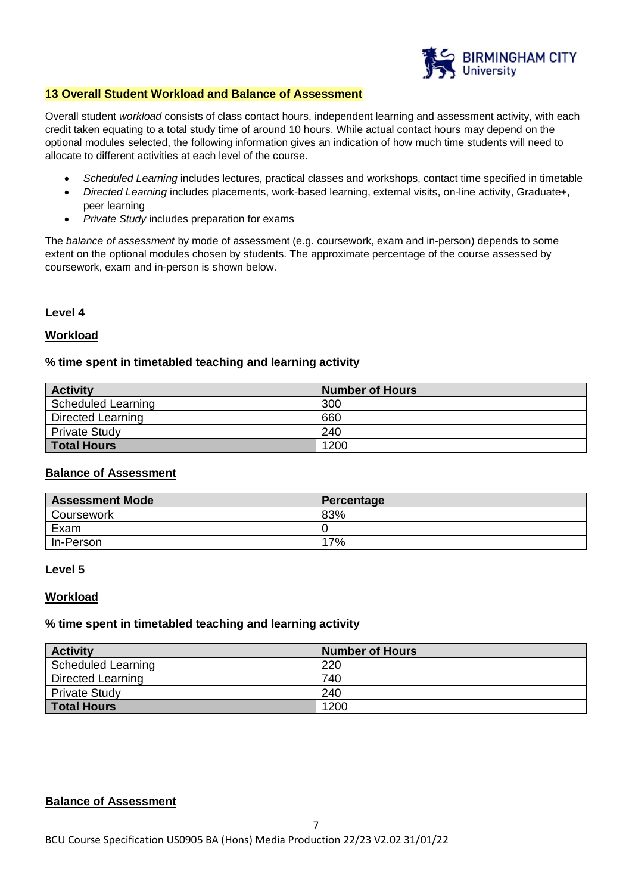## 13 Overall Student Workload and Balance of Assessment

Overall student *workload* consists of class contact hours, independent learning and assessment activity, with each credit taken equating to a total study time of around 10 hours. While actual contact hours may depend on the optional modules selected, the following information gives an indication of how much time students will need to allocate to different activities at each level of the course.

- *Scheduled Learning* includes lectures, practical classes and workshops, contact time specified in timetable
- *Directed Learning* includes placements, work-based learning, external visits, on-line activity, Graduate+, peer learning
- *Private Study* includes preparation for exams

The *balance of assessment* by mode of assessment (e.g. coursework, exam and in-person) depends to some extent on the optional modules chosen by students. The approximate percentage of the course assessed by coursework, exam and in-person is shown below.

### Level 4

#### Workload

**% time spent in timetabled teaching and learning activity**

| Activity | Number of Hours |
|---|---|
| Scheduled Learning | 300 |
| Directed Learning | 660 |
| Private Study | 240 |
| **Total Hours** | 1200 |

#### Balance of Assessment

| Assessment Mode | Percentage |
|---|---|
| Coursework | 83% |
| Exam | 0 |
| In-Person | 17% |

### Level 5

#### Workload

**% time spent in timetabled teaching and learning activity**

| Activity | Number of Hours |
|---|---|
| Scheduled Learning | 220 |
| Directed Learning | 740 |
| Private Study | 240 |
| **Total Hours** | 1200 |

#### Balance of Assessment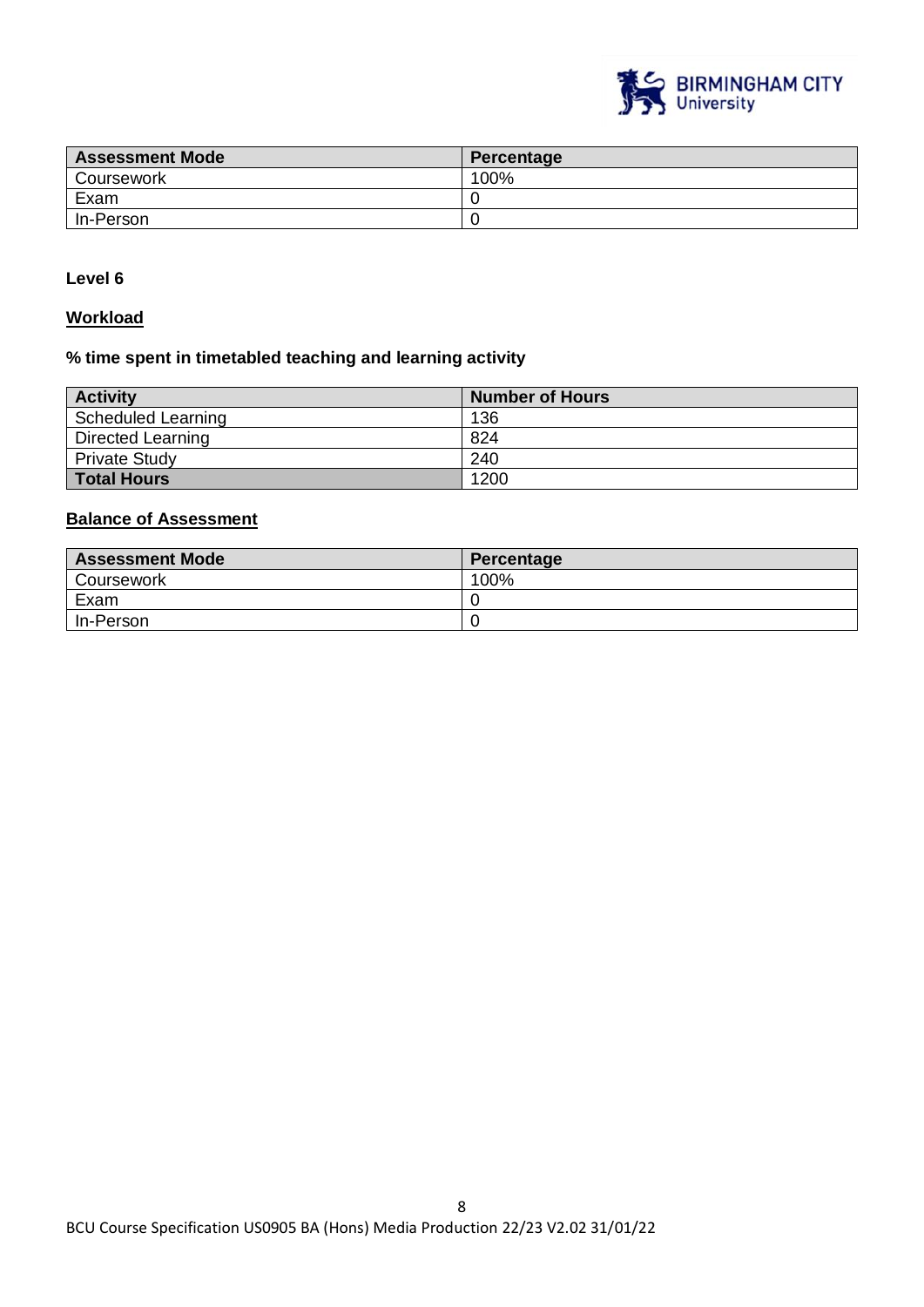| Assessment Mode | Percentage |
| --- | --- |
| Coursework | 100% |
| Exam | 0 |
| In-Person | 0 |

**Level 6**

**Workload**

**% time spent in timetabled teaching and learning activity**

| Activity | Number of Hours |
| --- | --- |
| Scheduled Learning | 136 |
| Directed Learning | 824 |
| Private Study | 240 |
| **Total Hours** | 1200 |

**Balance of Assessment**

| Assessment Mode | Percentage |
| --- | --- |
| Coursework | 100% |
| Exam | 0 |
| In-Person | 0 |